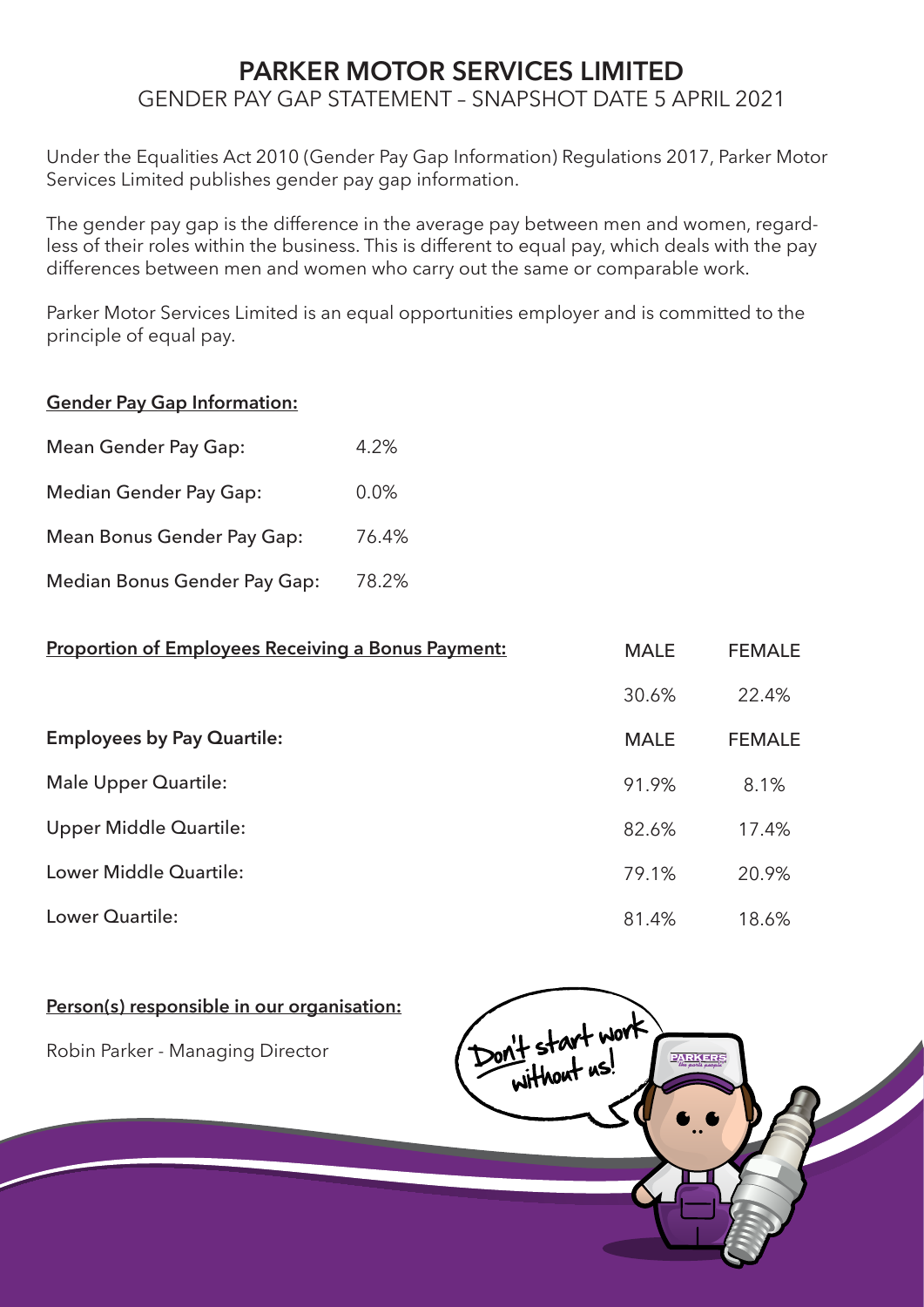# PARKER MOTOR SERVICES LIMITED

## GENDER PAY GAP STATEMENT – SNAPSHOT DATE 5 APRIL 2021

Under the Equalities Act 2010 (Gender Pay Gap Information) Regulations 2017, Parker Motor Services Limited publishes gender pay gap information.

The gender pay gap is the difference in the average pay between men and women, regardless of their roles within the business. This is different to equal pay, which deals with the pay differences between men and women who carry out the same or comparable work.

Parker Motor Services Limited is an equal opportunities employer and is committed to the principle of equal pay.

**Gender Pay Gap Information:**

| | |
|---|---|
| Mean Gender Pay Gap: | 4.2% |
| Median Gender Pay Gap: | 0.0% |
| Mean Bonus Gender Pay Gap: | 76.4% |
| Median Bonus Gender Pay Gap: | 78.2% |

| **Proportion of Employees Receiving a Bonus Payment:** | MALE | FEMALE |
|---|---|---|
| | 30.6% | 22.4% |

| **Employees by Pay Quartile:** | MALE | FEMALE |
|---|---|---|
| Male Upper Quartile: | 91.9% | 8.1% |
| Upper Middle Quartile: | 82.6% | 17.4% |
| Lower Middle Quartile: | 79.1% | 20.9% |
| Lower Quartile: | 81.4% | 18.6% |

**Person(s) responsible in our organisation:**

Robin Parker - Managing Director

Don't start work without us!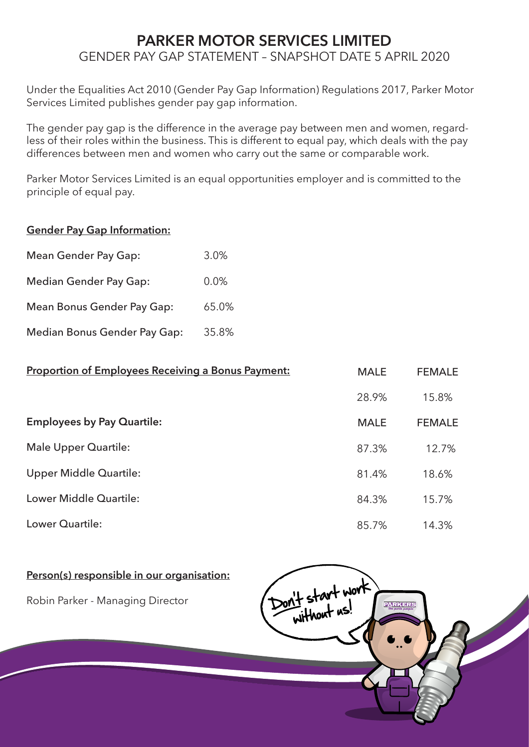# PARKER MOTOR SERVICES LIMITED

## GENDER PAY GAP STATEMENT – SNAPSHOT DATE 5 APRIL 2020

Under the Equalities Act 2010 (Gender Pay Gap Information) Regulations 2017, Parker Motor Services Limited publishes gender pay gap information.

The gender pay gap is the difference in the average pay between men and women, regardless of their roles within the business. This is different to equal pay, which deals with the pay differences between men and women who carry out the same or comparable work.

Parker Motor Services Limited is an equal opportunities employer and is committed to the principle of equal pay.

**Gender Pay Gap Information:**

| | |
|---|---|
| Mean Gender Pay Gap: | 3.0% |
| Median Gender Pay Gap: | 0.0% |
| Mean Bonus Gender Pay Gap: | 65.0% |
| Median Bonus Gender Pay Gap: | 35.8% |

| **Proportion of Employees Receiving a Bonus Payment:** | MALE | FEMALE |
|---|---|---|
| | 28.9% | 15.8% |
| **Employees by Pay Quartile:** | **MALE** | **FEMALE** |
| Male Upper Quartile: | 87.3% | 12.7% |
| Upper Middle Quartile: | 81.4% | 18.6% |
| Lower Middle Quartile: | 84.3% | 15.7% |
| Lower Quartile: | 85.7% | 14.3% |

**Person(s) responsible in our organisation:**

Robin Parker - Managing Director

Don't start work without us!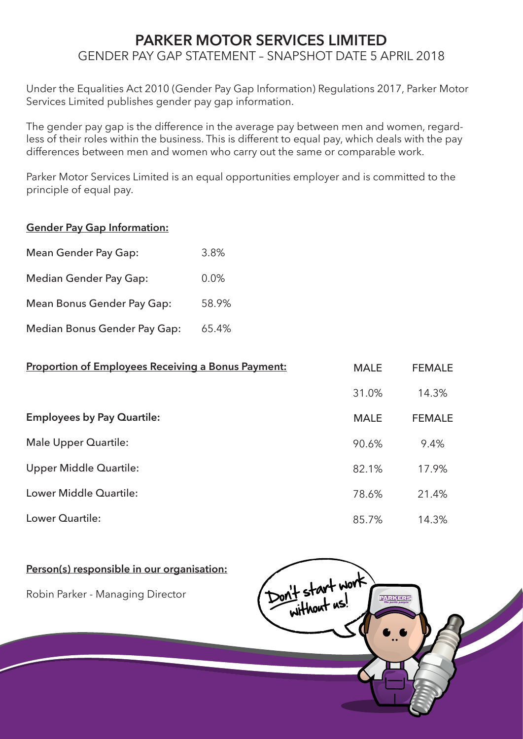# PARKER MOTOR SERVICES LIMITED

## GENDER PAY GAP STATEMENT – SNAPSHOT DATE 5 APRIL 2018

Under the Equalities Act 2010 (Gender Pay Gap Information) Regulations 2017, Parker Motor Services Limited publishes gender pay gap information.

The gender pay gap is the difference in the average pay between men and women, regardless of their roles within the business. This is different to equal pay, which deals with the pay differences between men and women who carry out the same or comparable work.

Parker Motor Services Limited is an equal opportunities employer and is committed to the principle of equal pay.

**Gender Pay Gap Information:**

| | |
|---|---|
| Mean Gender Pay Gap: | 3.8% |
| Median Gender Pay Gap: | 0.0% |
| Mean Bonus Gender Pay Gap: | 58.9% |
| Median Bonus Gender Pay Gap: | 65.4% |

| **Proportion of Employees Receiving a Bonus Payment:** | MALE | FEMALE |
|---|---|---|
| | 31.0% | 14.3% |
| **Employees by Pay Quartile:** | MALE | FEMALE |
| Male Upper Quartile: | 90.6% | 9.4% |
| Upper Middle Quartile: | 82.1% | 17.9% |
| Lower Middle Quartile: | 78.6% | 21.4% |
| Lower Quartile: | 85.7% | 14.3% |

**Person(s) responsible in our organisation:**

Robin Parker - Managing Director

Don't start work without us!